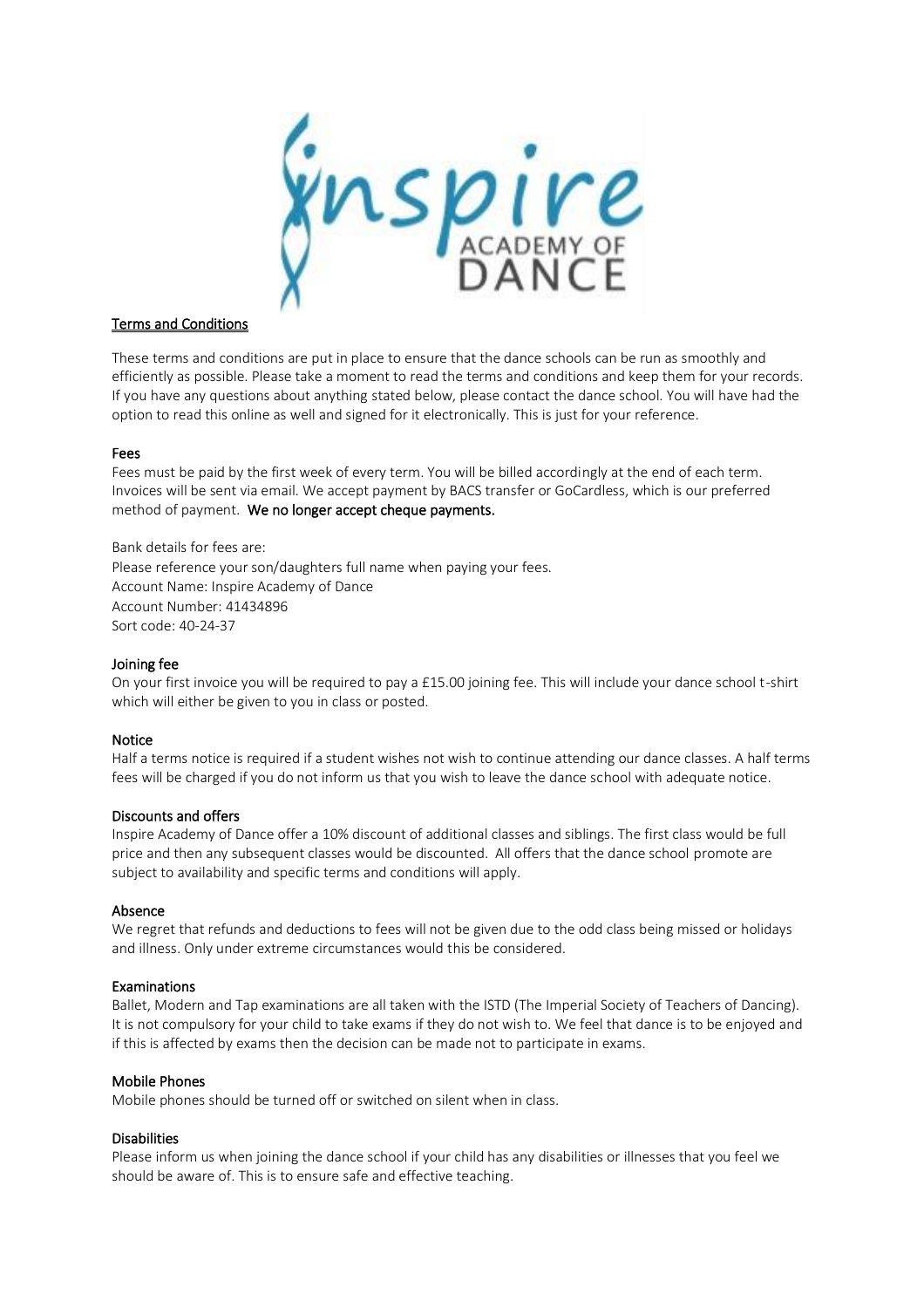# Inspire Academy of Dance

## Terms and Conditions

These terms and conditions are put in place to ensure that the dance schools can be run as smoothly and efficiently as possible. Please take a moment to read the terms and conditions and keep them for your records. If you have any questions about anything stated below, please contact the dance school. You will have had the option to read this online as well and signed for it electronically. This is just for your reference.

### Fees

Fees must be paid by the first week of every term. You will be billed accordingly at the end of each term. Invoices will be sent via email. We accept payment by BACS transfer or GoCardless, which is our preferred method of payment. **We no longer accept cheque payments.**

Bank details for fees are:
Please reference your son/daughters full name when paying your fees.
Account Name: Inspire Academy of Dance
Account Number: 41434896
Sort code: 40-24-37

### Joining fee

On your first invoice you will be required to pay a £15.00 joining fee. This will include your dance school t-shirt which will either be given to you in class or posted.

### Notice

Half a terms notice is required if a student wishes not wish to continue attending our dance classes. A half terms fees will be charged if you do not inform us that you wish to leave the dance school with adequate notice.

### Discounts and offers

Inspire Academy of Dance offer a 10% discount of additional classes and siblings. The first class would be full price and then any subsequent classes would be discounted. All offers that the dance school promote are subject to availability and specific terms and conditions will apply.

### Absence

We regret that refunds and deductions to fees will not be given due to the odd class being missed or holidays and illness. Only under extreme circumstances would this be considered.

### Examinations

Ballet, Modern and Tap examinations are all taken with the ISTD (The Imperial Society of Teachers of Dancing). It is not compulsory for your child to take exams if they do not wish to. We feel that dance is to be enjoyed and if this is affected by exams then the decision can be made not to participate in exams.

### Mobile Phones

Mobile phones should be turned off or switched on silent when in class.

### Disabilities

Please inform us when joining the dance school if your child has any disabilities or illnesses that you feel we should be aware of. This is to ensure safe and effective teaching.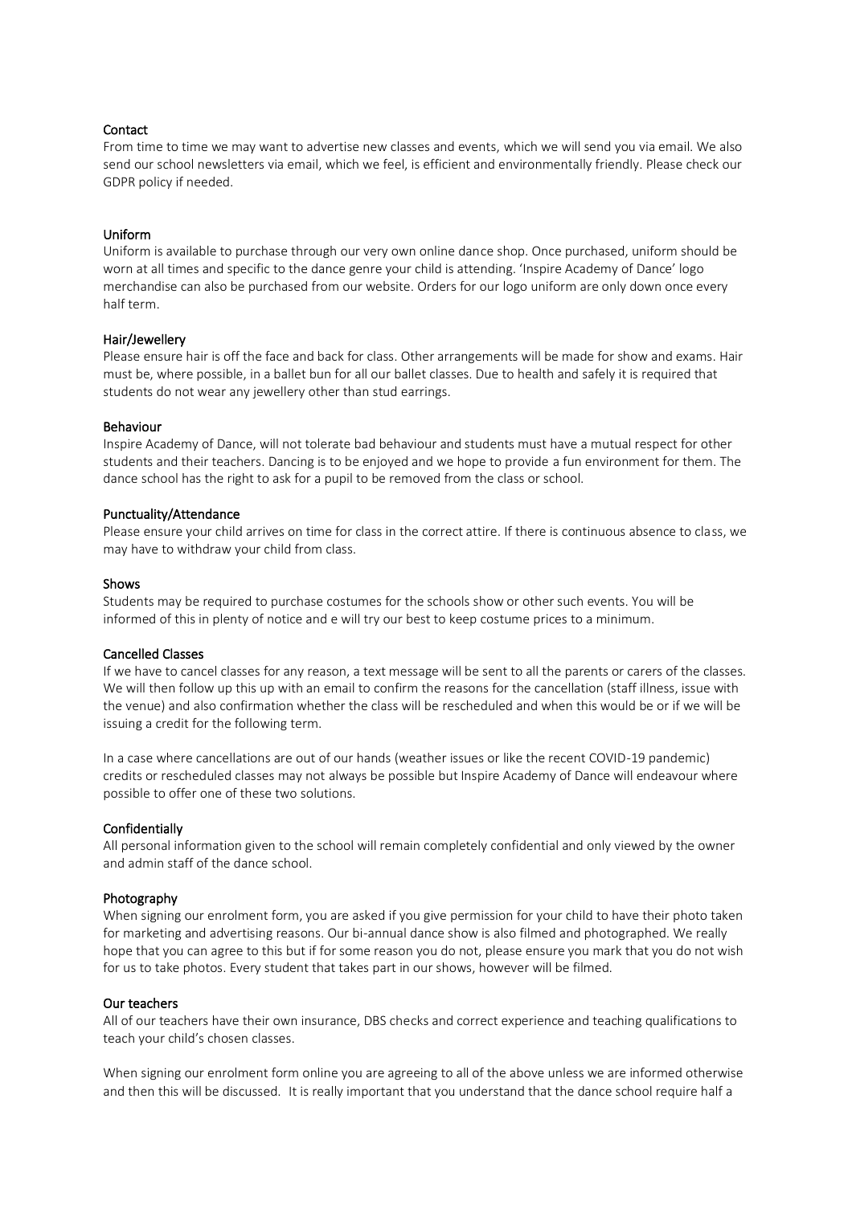## Contact

From time to time we may want to advertise new classes and events, which we will send you via email. We also send our school newsletters via email, which we feel, is efficient and environmentally friendly. Please check our GDPR policy if needed.

## Uniform

Uniform is available to purchase through our very own online dance shop. Once purchased, uniform should be worn at all times and specific to the dance genre your child is attending. 'Inspire Academy of Dance' logo merchandise can also be purchased from our website. Orders for our logo uniform are only down once every half term.

## Hair/Jewellery

Please ensure hair is off the face and back for class. Other arrangements will be made for show and exams. Hair must be, where possible, in a ballet bun for all our ballet classes. Due to health and safely it is required that students do not wear any jewellery other than stud earrings.

## Behaviour

Inspire Academy of Dance, will not tolerate bad behaviour and students must have a mutual respect for other students and their teachers. Dancing is to be enjoyed and we hope to provide a fun environment for them. The dance school has the right to ask for a pupil to be removed from the class or school.

## Punctuality/Attendance

Please ensure your child arrives on time for class in the correct attire. If there is continuous absence to class, we may have to withdraw your child from class.

## Shows

Students may be required to purchase costumes for the schools show or other such events. You will be informed of this in plenty of notice and e will try our best to keep costume prices to a minimum.

## Cancelled Classes

If we have to cancel classes for any reason, a text message will be sent to all the parents or carers of the classes. We will then follow up this up with an email to confirm the reasons for the cancellation (staff illness, issue with the venue) and also confirmation whether the class will be rescheduled and when this would be or if we will be issuing a credit for the following term.

In a case where cancellations are out of our hands (weather issues or like the recent COVID-19 pandemic) credits or rescheduled classes may not always be possible but Inspire Academy of Dance will endeavour where possible to offer one of these two solutions.

## Confidentially

All personal information given to the school will remain completely confidential and only viewed by the owner and admin staff of the dance school.

## Photography

When signing our enrolment form, you are asked if you give permission for your child to have their photo taken for marketing and advertising reasons. Our bi-annual dance show is also filmed and photographed. We really hope that you can agree to this but if for some reason you do not, please ensure you mark that you do not wish for us to take photos. Every student that takes part in our shows, however will be filmed.

## Our teachers

All of our teachers have their own insurance, DBS checks and correct experience and teaching qualifications to teach your child's chosen classes.

When signing our enrolment form online you are agreeing to all of the above unless we are informed otherwise and then this will be discussed. It is really important that you understand that the dance school require half a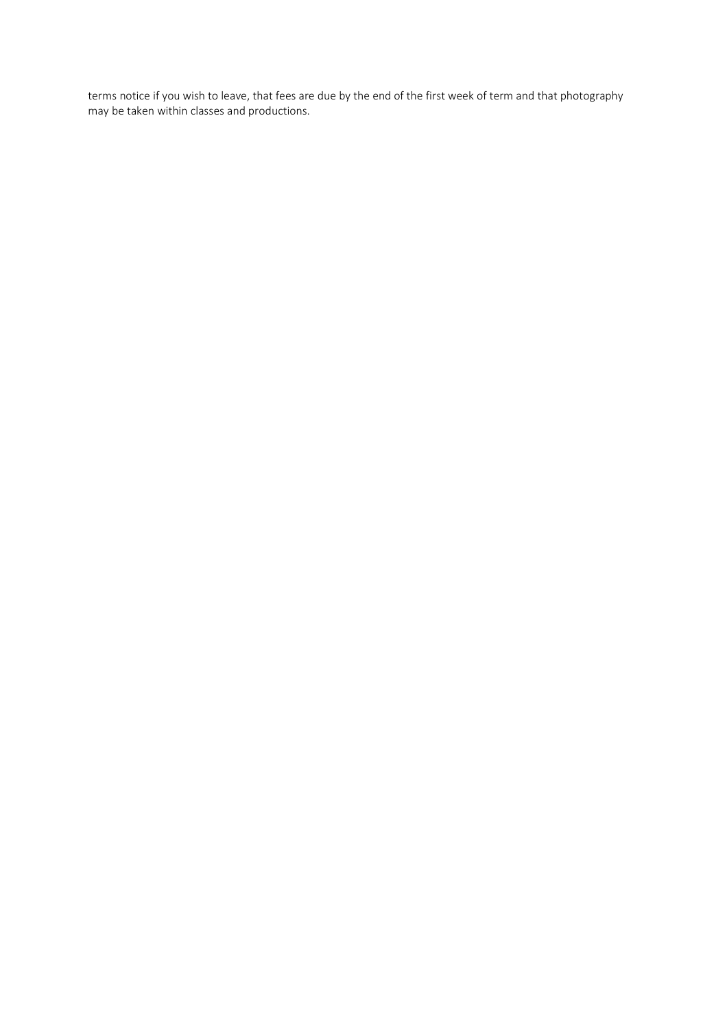terms notice if you wish to leave, that fees are due by the end of the first week of term and that photography may be taken within classes and productions.